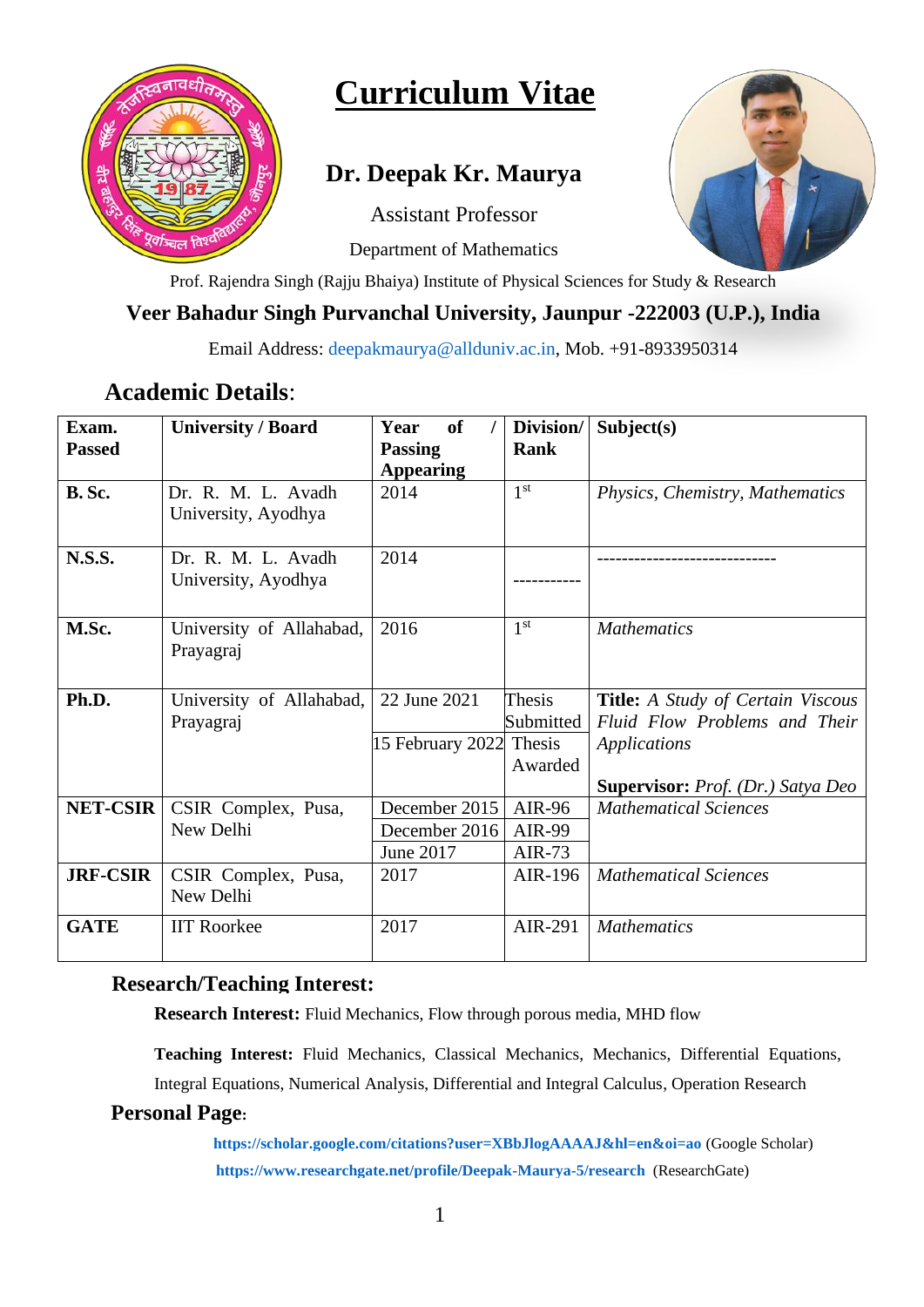# Curriculum Vitae

## Dr. Deepak Kr. Maurya

Assistant Professor

Department of Mathematics

Prof. Rajendra Singh (Rajju Bhaiya) Institute of Physical Sciences for Study & Research

**Veer Bahadur Singh Purvanchal University, Jaunpur -222003 (U.P.), India**

Email Address: deepakmaurya@allduniv.ac.in, Mob. +91-8933950314

## Academic Details:

| Exam. Passed | University / Board | Year of / Passing Appearing | Division/ Rank | Subject(s) |
|---|---|---|---|---|
| **B. Sc.** | Dr. R. M. L. Avadh University, Ayodhya | 2014 | 1st | *Physics, Chemistry, Mathematics* |
| **N.S.S.** | Dr. R. M. L. Avadh University, Ayodhya | 2014 | ----------- | ----------------------------- |
| **M.Sc.** | University of Allahabad, Prayagraj | 2016 | 1st | *Mathematics* |
| **Ph.D.** | University of Allahabad, Prayagraj | 22 June 2021 | Thesis Submitted | **Title:** *A Study of Certain Viscous Fluid Flow Problems and Their Applications* |
| | | 15 February 2022 | Thesis Awarded | **Supervisor:** *Prof. (Dr.) Satya Deo* |
| **NET-CSIR** | CSIR Complex, Pusa, New Delhi | December 2015 | AIR-96 | *Mathematical Sciences* |
| | | December 2016 | AIR-99 | |
| | | June 2017 | AIR-73 | |
| **JRF-CSIR** | CSIR Complex, Pusa, New Delhi | 2017 | AIR-196 | *Mathematical Sciences* |
| **GATE** | IIT Roorkee | 2017 | AIR-291 | *Mathematics* |

### Research/Teaching Interest:

**Research Interest:** Fluid Mechanics, Flow through porous media, MHD flow

**Teaching Interest:** Fluid Mechanics, Classical Mechanics, Mechanics, Differential Equations, Integral Equations, Numerical Analysis, Differential and Integral Calculus, Operation Research

### Personal Page:

**https://scholar.google.com/citations?user=XBbJlogAAAAJ&hl=en&oi=ao** (Google Scholar)

**https://www.researchgate.net/profile/Deepak-Maurya-5/research** (ResearchGate)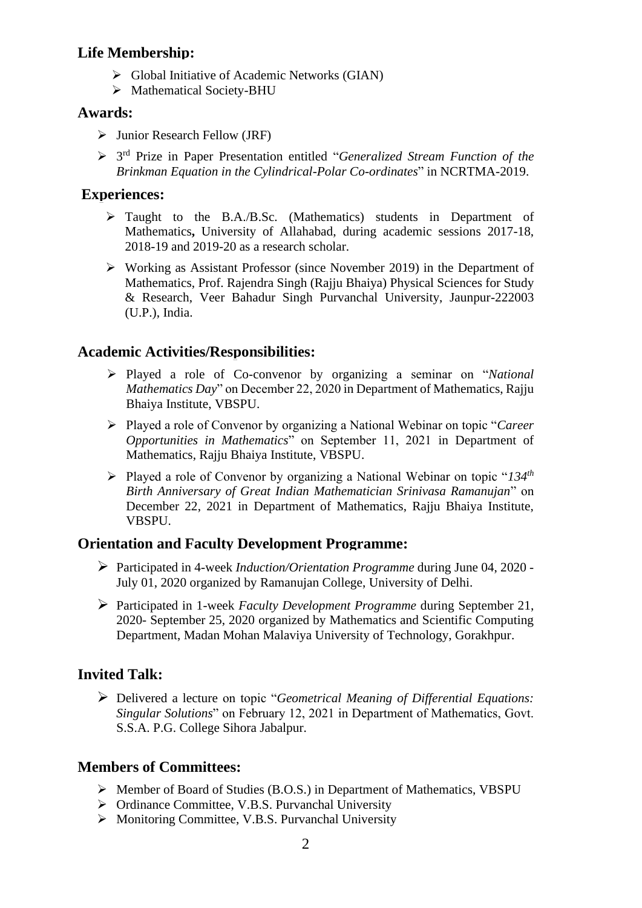## Life Membership:

- Global Initiative of Academic Networks (GIAN)
- Mathematical Society-BHU

## Awards:

- Junior Research Fellow (JRF)
- 3rd Prize in Paper Presentation entitled "*Generalized Stream Function of the Brinkman Equation in the Cylindrical-Polar Co-ordinates*" in NCRTMA-2019.

## Experiences:

- Taught to the B.A./B.Sc. (Mathematics) students in Department of Mathematics**,** University of Allahabad, during academic sessions 2017-18, 2018-19 and 2019-20 as a research scholar.
- Working as Assistant Professor (since November 2019) in the Department of Mathematics, Prof. Rajendra Singh (Rajju Bhaiya) Physical Sciences for Study & Research, Veer Bahadur Singh Purvanchal University, Jaunpur-222003 (U.P.), India.

## Academic Activities/Responsibilities:

- Played a role of Co-convenor by organizing a seminar on "*National Mathematics Day*" on December 22, 2020 in Department of Mathematics, Rajju Bhaiya Institute, VBSPU.
- Played a role of Convenor by organizing a National Webinar on topic "*Career Opportunities in Mathematics*" on September 11, 2021 in Department of Mathematics, Rajju Bhaiya Institute, VBSPU.
- Played a role of Convenor by organizing a National Webinar on topic "*134th Birth Anniversary of Great Indian Mathematician Srinivasa Ramanujan*" on December 22, 2021 in Department of Mathematics, Rajju Bhaiya Institute, VBSPU.

## Orientation and Faculty Development Programme:

- Participated in 4-week *Induction/Orientation Programme* during June 04, 2020 - July 01, 2020 organized by Ramanujan College, University of Delhi.
- Participated in 1-week *Faculty Development Programme* during September 21, 2020- September 25, 2020 organized by Mathematics and Scientific Computing Department, Madan Mohan Malaviya University of Technology, Gorakhpur.

## Invited Talk:

- Delivered a lecture on topic "*Geometrical Meaning of Differential Equations: Singular Solutions*" on February 12, 2021 in Department of Mathematics, Govt. S.S.A. P.G. College Sihora Jabalpur.

## Members of Committees:

- Member of Board of Studies (B.O.S.) in Department of Mathematics, VBSPU
- Ordinance Committee, V.B.S. Purvanchal University
- Monitoring Committee, V.B.S. Purvanchal University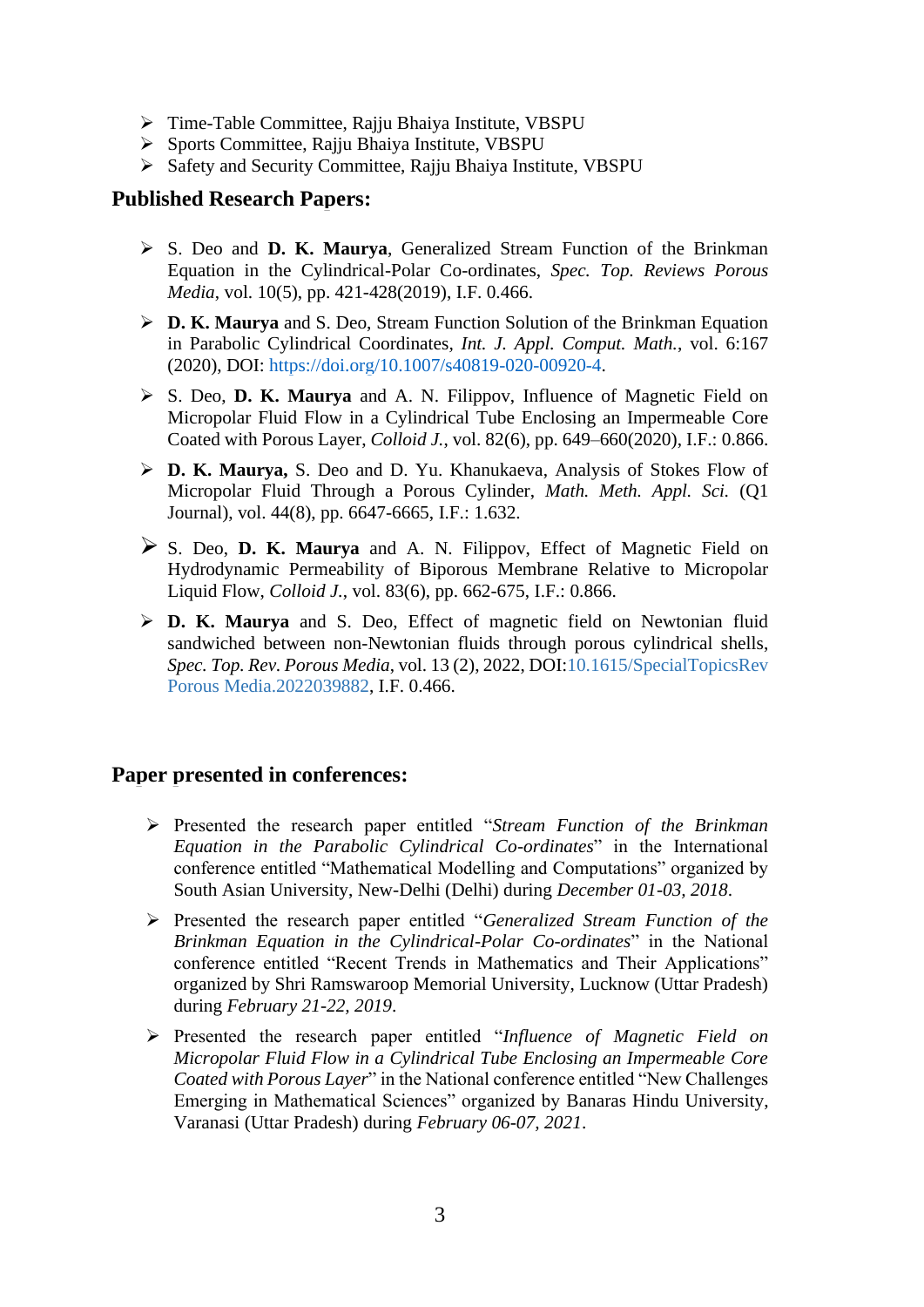- Time-Table Committee, Rajju Bhaiya Institute, VBSPU
- Sports Committee, Rajju Bhaiya Institute, VBSPU
- Safety and Security Committee, Rajju Bhaiya Institute, VBSPU

## Published Research Papers:

- S. Deo and **D. K. Maurya**, Generalized Stream Function of the Brinkman Equation in the Cylindrical-Polar Co-ordinates, *Spec. Top. Reviews Porous Media*, vol. 10(5), pp. 421-428(2019), I.F. 0.466.
- **D. K. Maurya** and S. Deo, Stream Function Solution of the Brinkman Equation in Parabolic Cylindrical Coordinates, *Int. J. Appl. Comput. Math.*, vol. 6:167 (2020), DOI: https://doi.org/10.1007/s40819-020-00920-4.
- S. Deo, **D. K. Maurya** and A. N. Filippov, Influence of Magnetic Field on Micropolar Fluid Flow in a Cylindrical Tube Enclosing an Impermeable Core Coated with Porous Layer, *Colloid J.*, vol. 82(6), pp. 649–660(2020), I.F.: 0.866.
- **D. K. Maurya,** S. Deo and D. Yu. Khanukaeva, Analysis of Stokes Flow of Micropolar Fluid Through a Porous Cylinder, *Math. Meth. Appl. Sci.* (Q1 Journal), vol. 44(8), pp. 6647-6665, I.F.: 1.632.
- S. Deo, **D. K. Maurya** and A. N. Filippov, Effect of Magnetic Field on Hydrodynamic Permeability of Biporous Membrane Relative to Micropolar Liquid Flow, *Colloid J.*, vol. 83(6), pp. 662-675, I.F.: 0.866.
- **D. K. Maurya** and S. Deo, Effect of magnetic field on Newtonian fluid sandwiched between non-Newtonian fluids through porous cylindrical shells, *Spec. Top. Rev. Porous Media*, vol. 13 (2), 2022, DOI:10.1615/SpecialTopicsRev Porous Media.2022039882, I.F. 0.466.

## Paper presented in conferences:

- Presented the research paper entitled "*Stream Function of the Brinkman Equation in the Parabolic Cylindrical Co-ordinates*" in the International conference entitled "Mathematical Modelling and Computations" organized by South Asian University, New-Delhi (Delhi) during *December 01-03, 2018*.
- Presented the research paper entitled "*Generalized Stream Function of the Brinkman Equation in the Cylindrical-Polar Co-ordinates*" in the National conference entitled "Recent Trends in Mathematics and Their Applications" organized by Shri Ramswaroop Memorial University, Lucknow (Uttar Pradesh) during *February 21-22, 2019*.
- Presented the research paper entitled "*Influence of Magnetic Field on Micropolar Fluid Flow in a Cylindrical Tube Enclosing an Impermeable Core Coated with Porous Layer*" in the National conference entitled "New Challenges Emerging in Mathematical Sciences" organized by Banaras Hindu University, Varanasi (Uttar Pradesh) during *February 06-07, 2021*.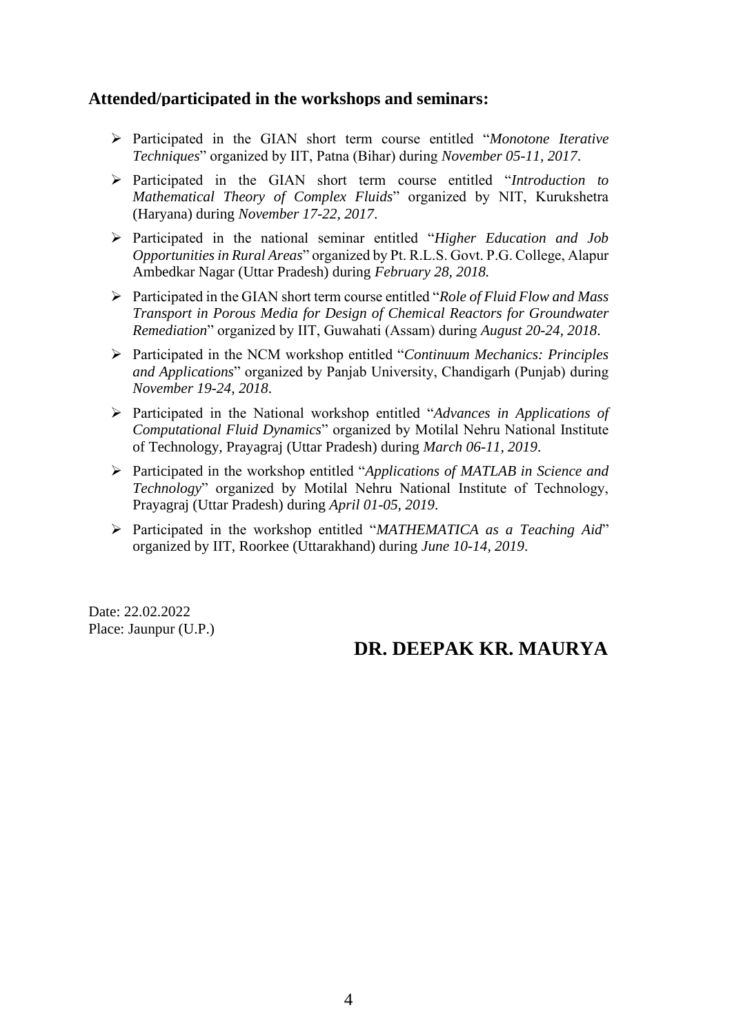### **Attended/participated in the workshops and seminars:**

- Participated in the GIAN short term course entitled "*Monotone Iterative Techniques*" organized by IIT, Patna (Bihar) during *November 05-11, 2017*.
- Participated in the GIAN short term course entitled "*Introduction to Mathematical Theory of Complex Fluids*" organized by NIT, Kurukshetra (Haryana) during *November 17-22, 2017*.
- Participated in the national seminar entitled "*Higher Education and Job Opportunities in Rural Areas*" organized by Pt. R.L.S. Govt. P.G. College, Alapur Ambedkar Nagar (Uttar Pradesh) during *February 28, 2018.*
- Participated in the GIAN short term course entitled "*Role of Fluid Flow and Mass Transport in Porous Media for Design of Chemical Reactors for Groundwater Remediation*" organized by IIT, Guwahati (Assam) during *August 20-24, 2018*.
- Participated in the NCM workshop entitled "*Continuum Mechanics: Principles and Applications*" organized by Panjab University, Chandigarh (Punjab) during *November 19-24, 2018*.
- Participated in the National workshop entitled "*Advances in Applications of Computational Fluid Dynamics*" organized by Motilal Nehru National Institute of Technology, Prayagraj (Uttar Pradesh) during *March 06-11, 2019*.
- Participated in the workshop entitled "*Applications of MATLAB in Science and Technology*" organized by Motilal Nehru National Institute of Technology, Prayagraj (Uttar Pradesh) during *April 01-05, 2019*.
- Participated in the workshop entitled "*MATHEMATICA as a Teaching Aid*" organized by IIT, Roorkee (Uttarakhand) during *June 10-14, 2019*.

Date: 22.02.2022
Place: Jaunpur (U.P.)

**DR. DEEPAK KR. MAURYA**